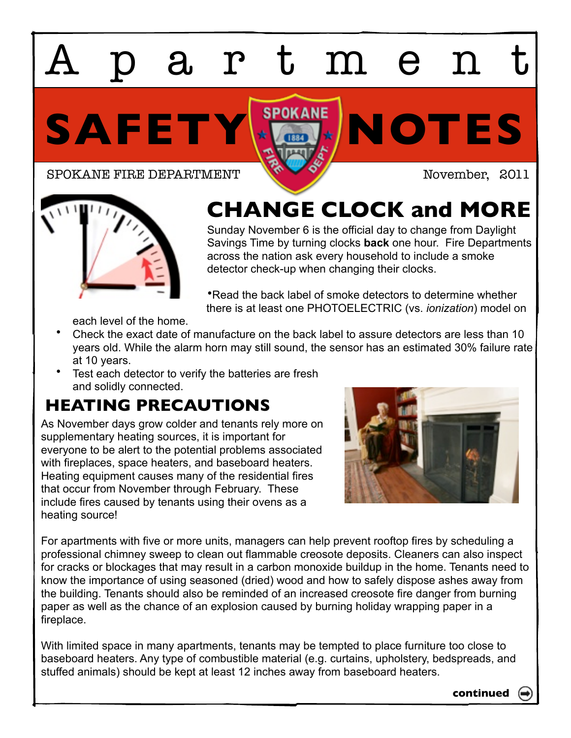# Apartment SAFETY NOTES

SPOKANE FIRE DEPARTMENT

November, 2011

## CHANGE CLOCK and MORE

Sunday November 6 is the official day to change from Daylight Savings Time by turning clocks **back** one hour. Fire Departments across the nation ask every household to include a smoke detector check-up when changing their clocks.

- Read the back label of smoke detectors to determine whether there is at least one PHOTOELECTRIC (vs. *ionization*) model on each level of the home.
- Check the exact date of manufacture on the back label to assure detectors are less than 10 years old. While the alarm horn may still sound, the sensor has an estimated 30% failure rate at 10 years.
- Test each detector to verify the batteries are fresh and solidly connected.

## HEATING PRECAUTIONS

As November days grow colder and tenants rely more on supplementary heating sources, it is important for everyone to be alert to the potential problems associated with fireplaces, space heaters, and baseboard heaters. Heating equipment causes many of the residential fires that occur from November through February. These include fires caused by tenants using their ovens as a heating source!

For apartments with five or more units, managers can help prevent rooftop fires by scheduling a professional chimney sweep to clean out flammable creosote deposits. Cleaners can also inspect for cracks or blockages that may result in a carbon monoxide buildup in the home. Tenants need to know the importance of using seasoned (dried) wood and how to safely dispose ashes away from the building. Tenants should also be reminded of an increased creosote fire danger from burning paper as well as the chance of an explosion caused by burning holiday wrapping paper in a fireplace.

With limited space in many apartments, tenants may be tempted to place furniture too close to baseboard heaters. Any type of combustible material (e.g. curtains, upholstery, bedspreads, and stuffed animals) should be kept at least 12 inches away from baseboard heaters.

**continued**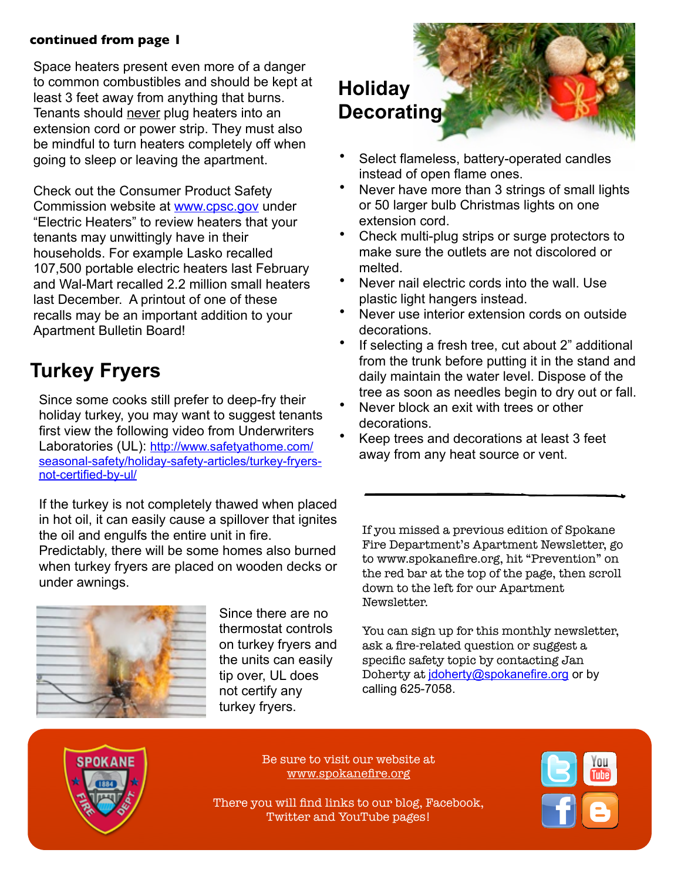**continued from page 1**

Space heaters present even more of a danger to common combustibles and should be kept at least 3 feet away from anything that burns. Tenants should never plug heaters into an extension cord or power strip. They must also be mindful to turn heaters completely off when going to sleep or leaving the apartment.

Check out the Consumer Product Safety Commission website at www.cpsc.gov under "Electric Heaters" to review heaters that your tenants may unwittingly have in their households. For example Lasko recalled 107,500 portable electric heaters last February and Wal-Mart recalled 2.2 million small heaters last December. A printout of one of these recalls may be an important addition to your Apartment Bulletin Board!

## Turkey Fryers

Since some cooks still prefer to deep-fry their holiday turkey, you may want to suggest tenants first view the following video from Underwriters Laboratories (UL): http://www.safetyathome.com/seasonal-safety/holiday-safety-articles/turkey-fryers-not-certified-by-ul/

If the turkey is not completely thawed when placed in hot oil, it can easily cause a spillover that ignites the oil and engulfs the entire unit in fire. Predictably, there will be some homes also burned when turkey fryers are placed on wooden decks or under awnings.

Since there are no thermostat controls on turkey fryers and the units can easily tip over, UL does not certify any turkey fryers.

## Holiday Decorating

- Select flameless, battery-operated candles instead of open flame ones.
- Never have more than 3 strings of small lights or 50 larger bulb Christmas lights on one extension cord.
- Check multi-plug strips or surge protectors to make sure the outlets are not discolored or melted.
- Never nail electric cords into the wall. Use plastic light hangers instead.
- Never use interior extension cords on outside decorations.
- If selecting a fresh tree, cut about 2" additional from the trunk before putting it in the stand and daily maintain the water level. Dispose of the tree as soon as needles begin to dry out or fall.
- Never block an exit with trees or other decorations.
- Keep trees and decorations at least 3 feet away from any heat source or vent.

---

If you missed a previous edition of Spokane Fire Department's Apartment Newsletter, go to www.spokanefire.org, hit "Prevention" on the red bar at the top of the page, then scroll down to the left for our Apartment Newsletter.

You can sign up for this monthly newsletter, ask a fire-related question or suggest a specific safety topic by contacting Jan Doherty at jdoherty@spokanefire.org or by calling 625-7058.

Be sure to visit our website at www.spokanefire.org

There you will find links to our blog, Facebook, Twitter and YouTube pages!